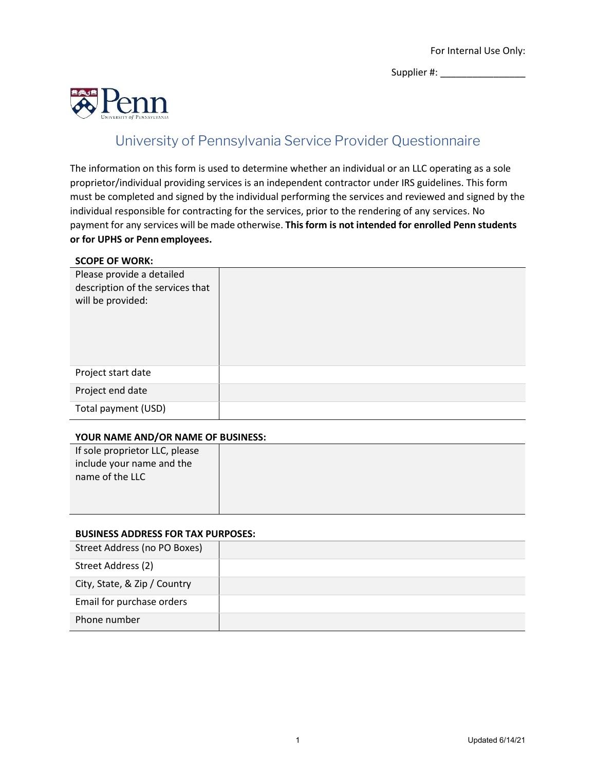For Internal Use Only:

Supplier #: ________________

# University of Pennsylvania Service Provider Questionnaire

The information on this form is used to determine whether an individual or an LLC operating as a sole proprietor/individual providing services is an independent contractor under IRS guidelines. This form must be completed and signed by the individual performing the services and reviewed and signed by the individual responsible for contracting for the services, prior to the rendering of any services. No payment for any services will be made otherwise. **This form is not intended for enrolled Penn students or for UPHS or Penn employees.**

**SCOPE OF WORK:**

| | |
|---|---|
| Please provide a detailed description of the services that will be provided: | |
| Project start date | |
| Project end date | |
| Total payment (USD) | |

**YOUR NAME AND/OR NAME OF BUSINESS:**

| | |
|---|---|
| If sole proprietor LLC, please include your name and the name of the LLC | |

**BUSINESS ADDRESS FOR TAX PURPOSES:**

| | |
|---|---|
| Street Address (no PO Boxes) | |
| Street Address (2) | |
| City, State, & Zip / Country | |
| Email for purchase orders | |
| Phone number | |

Updated 6/14/21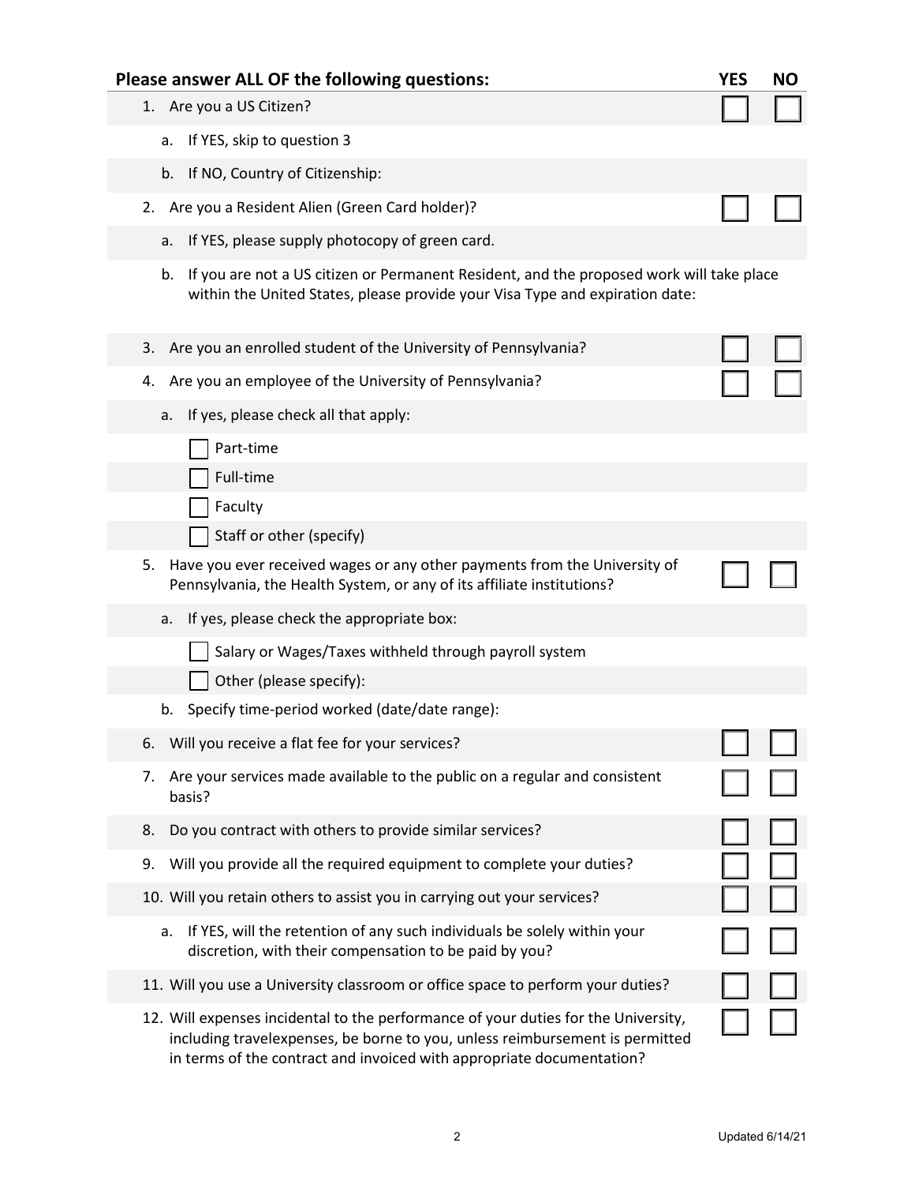| Please answer ALL OF the following questions: | YES | NO |
|---|---|---|
| 1. Are you a US Citizen? | ☐ | ☐ |
| a. If YES, skip to question 3 | | |
| b. If NO, Country of Citizenship: | | |
| 2. Are you a Resident Alien (Green Card holder)? | ☐ | ☐ |
| a. If YES, please supply photocopy of green card. | | |
| b. If you are not a US citizen or Permanent Resident, and the proposed work will take place within the United States, please provide your Visa Type and expiration date: | | |
| 3. Are you an enrolled student of the University of Pennsylvania? | ☐ | ☐ |
| 4. Are you an employee of the University of Pennsylvania? | ☐ | ☐ |
| a. If yes, please check all that apply: | | |
| ☐ Part-time | | |
| ☐ Full-time | | |
| ☐ Faculty | | |
| ☐ Staff or other (specify) | | |
| 5. Have you ever received wages or any other payments from the University of Pennsylvania, the Health System, or any of its affiliate institutions? | ☐ | ☐ |
| a. If yes, please check the appropriate box: | | |
| ☐ Salary or Wages/Taxes withheld through payroll system | | |
| ☐ Other (please specify): | | |
| b. Specify time-period worked (date/date range): | | |
| 6. Will you receive a flat fee for your services? | ☐ | ☐ |
| 7. Are your services made available to the public on a regular and consistent basis? | ☐ | ☐ |
| 8. Do you contract with others to provide similar services? | ☐ | ☐ |
| 9. Will you provide all the required equipment to complete your duties? | ☐ | ☐ |
| 10. Will you retain others to assist you in carrying out your services? | ☐ | ☐ |
| a. If YES, will the retention of any such individuals be solely within your discretion, with their compensation to be paid by you? | ☐ | ☐ |
| 11. Will you use a University classroom or office space to perform your duties? | ☐ | ☐ |
| 12. Will expenses incidental to the performance of your duties for the University, including travelexpenses, be borne to you, unless reimbursement is permitted in terms of the contract and invoiced with appropriate documentation? | ☐ | ☐ |

Updated 6/14/21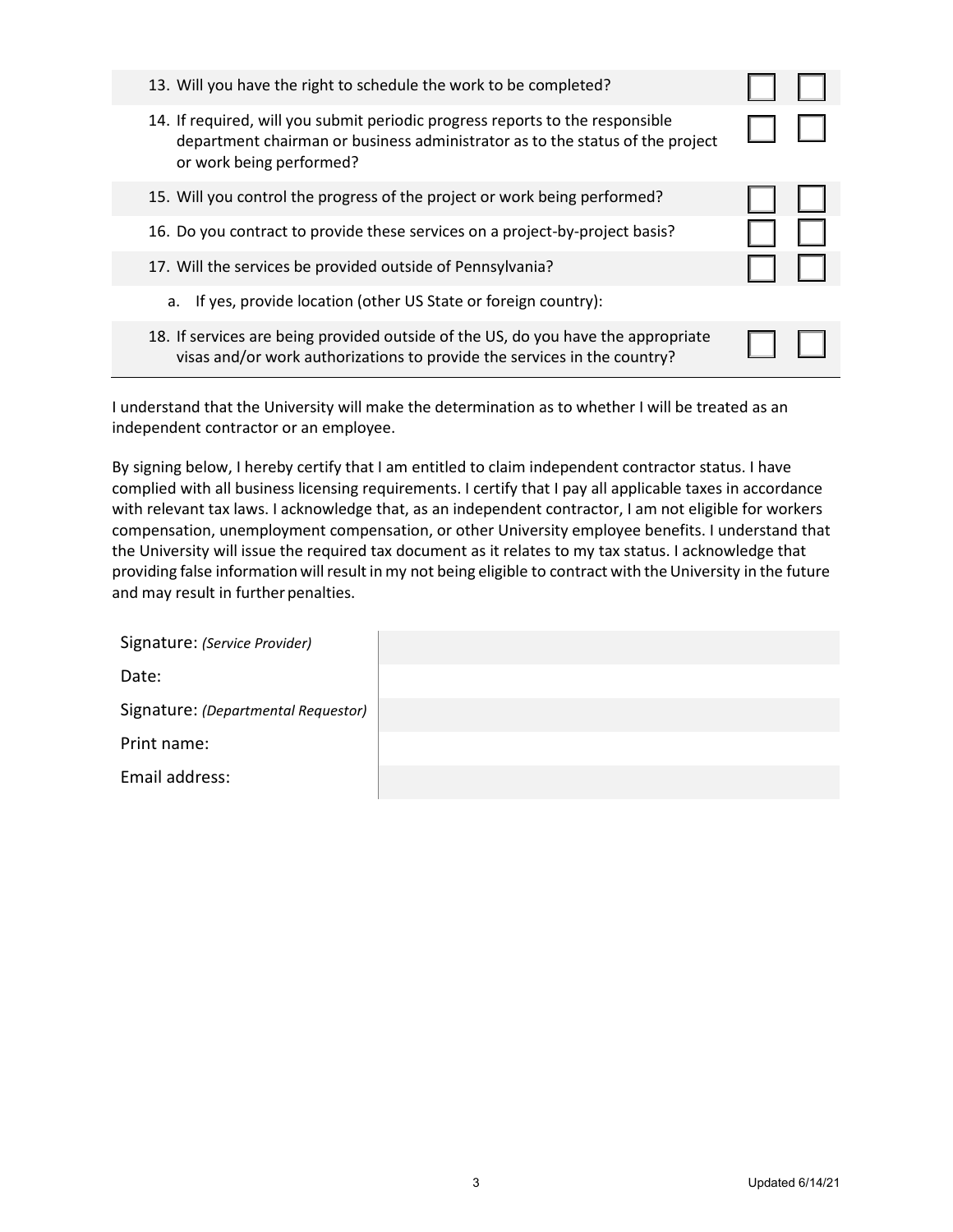| | | |
|---|---|---|
| 13. Will you have the right to schedule the work to be completed? | ☐ | ☐ |
| 14. If required, will you submit periodic progress reports to the responsible department chairman or business administrator as to the status of the project or work being performed? | ☐ | ☐ |
| 15. Will you control the progress of the project or work being performed? | ☐ | ☐ |
| 16. Do you contract to provide these services on a project-by-project basis? | ☐ | ☐ |
| 17. Will the services be provided outside of Pennsylvania? | ☐ | ☐ |
| a. If yes, provide location (other US State or foreign country): | | |
| 18. If services are being provided outside of the US, do you have the appropriate visas and/or work authorizations to provide the services in the country? | ☐ | ☐ |

I understand that the University will make the determination as to whether I will be treated as an independent contractor or an employee.

By signing below, I hereby certify that I am entitled to claim independent contractor status. I have complied with all business licensing requirements. I certify that I pay all applicable taxes in accordance with relevant tax laws. I acknowledge that, as an independent contractor, I am not eligible for workers compensation, unemployment compensation, or other University employee benefits. I understand that the University will issue the required tax document as it relates to my tax status. I acknowledge that providing false information will result in my not being eligible to contract with the University in the future and may result in further penalties.

| | |
|---|---|
| Signature: *(Service Provider)* | |
| Date: | |
| Signature: *(Departmental Requestor)* | |
| Print name: | |
| Email address: | |